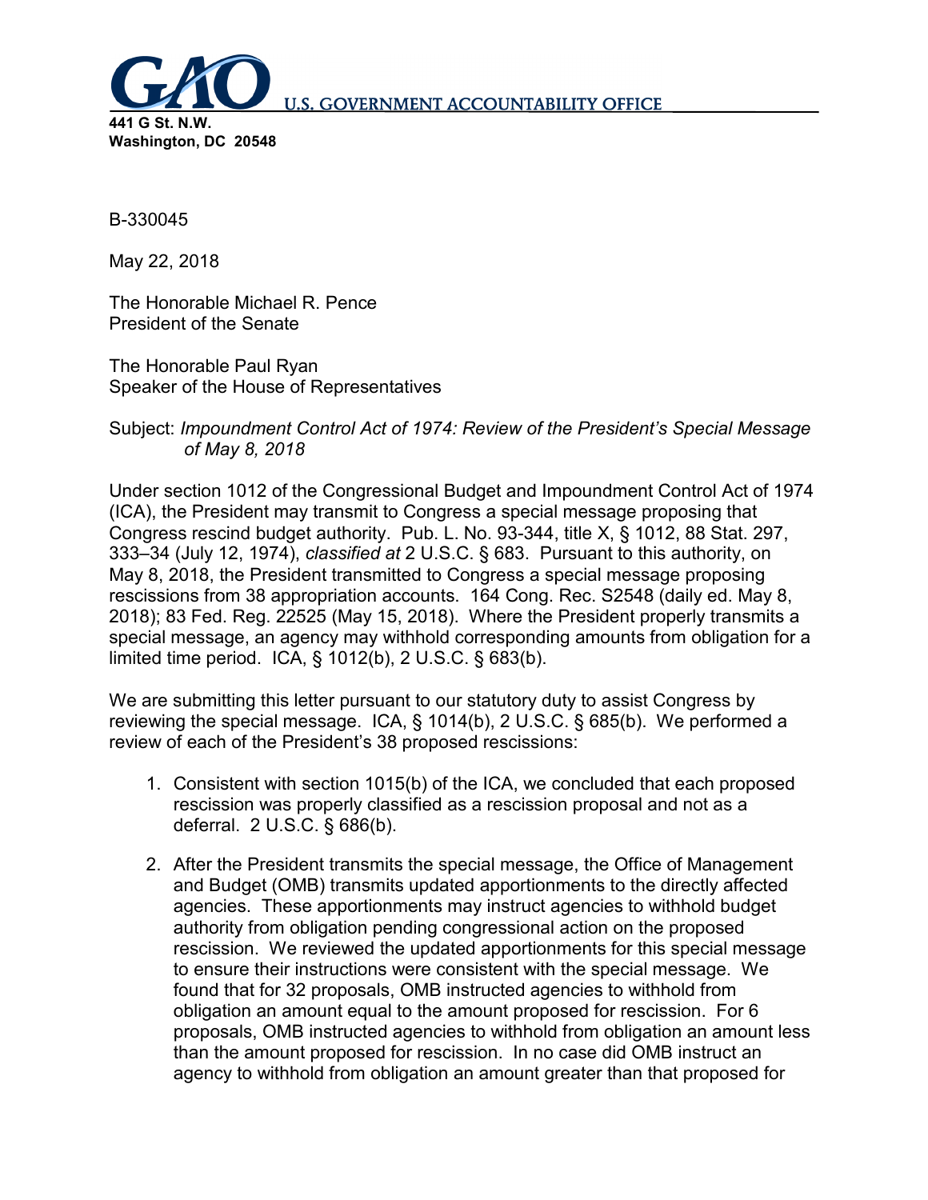GAO U.S. GOVERNMENT ACCOUNTABILITY OFFICE

**441 G St. N.W.**
**Washington, DC 20548**

B-330045

May 22, 2018

The Honorable Michael R. Pence
President of the Senate

The Honorable Paul Ryan
Speaker of the House of Representatives

Subject: *Impoundment Control Act of 1974: Review of the President's Special Message of May 8, 2018*

Under section 1012 of the Congressional Budget and Impoundment Control Act of 1974 (ICA), the President may transmit to Congress a special message proposing that Congress rescind budget authority. Pub. L. No. 93-344, title X, § 1012, 88 Stat. 297, 333–34 (July 12, 1974), *classified at* 2 U.S.C. § 683. Pursuant to this authority, on May 8, 2018, the President transmitted to Congress a special message proposing rescissions from 38 appropriation accounts. 164 Cong. Rec. S2548 (daily ed. May 8, 2018); 83 Fed. Reg. 22525 (May 15, 2018). Where the President properly transmits a special message, an agency may withhold corresponding amounts from obligation for a limited time period. ICA, § 1012(b), 2 U.S.C. § 683(b).

We are submitting this letter pursuant to our statutory duty to assist Congress by reviewing the special message. ICA, § 1014(b), 2 U.S.C. § 685(b). We performed a review of each of the President's 38 proposed rescissions:

1. Consistent with section 1015(b) of the ICA, we concluded that each proposed rescission was properly classified as a rescission proposal and not as a deferral. 2 U.S.C. § 686(b).

2. After the President transmits the special message, the Office of Management and Budget (OMB) transmits updated apportionments to the directly affected agencies. These apportionments may instruct agencies to withhold budget authority from obligation pending congressional action on the proposed rescission. We reviewed the updated apportionments for this special message to ensure their instructions were consistent with the special message. We found that for 32 proposals, OMB instructed agencies to withhold from obligation an amount equal to the amount proposed for rescission. For 6 proposals, OMB instructed agencies to withhold from obligation an amount less than the amount proposed for rescission. In no case did OMB instruct an agency to withhold from obligation an amount greater than that proposed for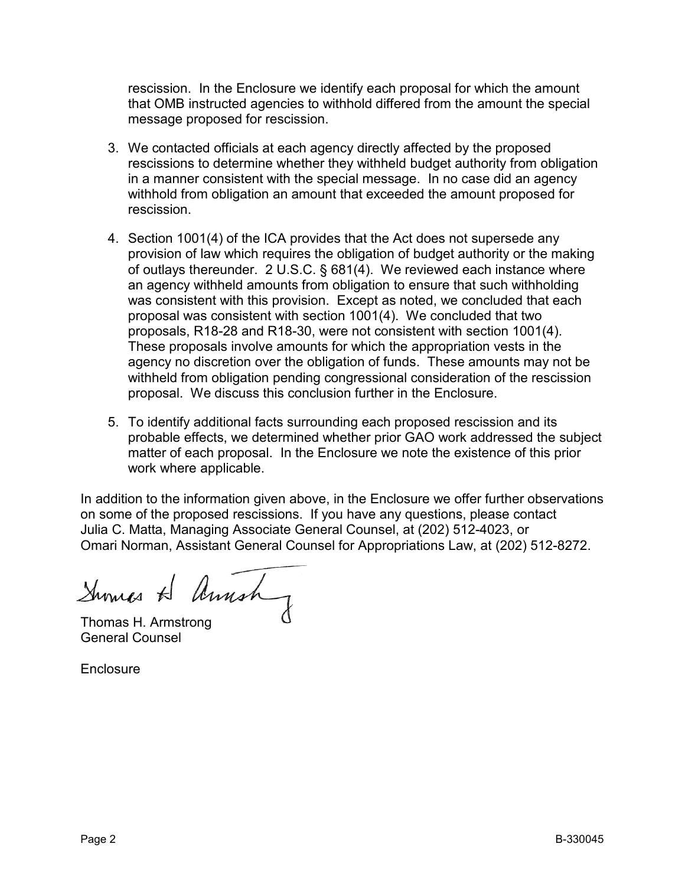rescission. In the Enclosure we identify each proposal for which the amount that OMB instructed agencies to withhold differed from the amount the special message proposed for rescission.

3. We contacted officials at each agency directly affected by the proposed rescissions to determine whether they withheld budget authority from obligation in a manner consistent with the special message. In no case did an agency withhold from obligation an amount that exceeded the amount proposed for rescission.

4. Section 1001(4) of the ICA provides that the Act does not supersede any provision of law which requires the obligation of budget authority or the making of outlays thereunder. 2 U.S.C. § 681(4). We reviewed each instance where an agency withheld amounts from obligation to ensure that such withholding was consistent with this provision. Except as noted, we concluded that each proposal was consistent with section 1001(4). We concluded that two proposals, R18-28 and R18-30, were not consistent with section 1001(4). These proposals involve amounts for which the appropriation vests in the agency no discretion over the obligation of funds. These amounts may not be withheld from obligation pending congressional consideration of the rescission proposal. We discuss this conclusion further in the Enclosure.

5. To identify additional facts surrounding each proposed rescission and its probable effects, we determined whether prior GAO work addressed the subject matter of each proposal. In the Enclosure we note the existence of this prior work where applicable.

In addition to the information given above, in the Enclosure we offer further observations on some of the proposed rescissions. If you have any questions, please contact Julia C. Matta, Managing Associate General Counsel, at (202) 512-4023, or Omari Norman, Assistant General Counsel for Appropriations Law, at (202) 512-8272.

Thomas H. Armstrong
General Counsel

Enclosure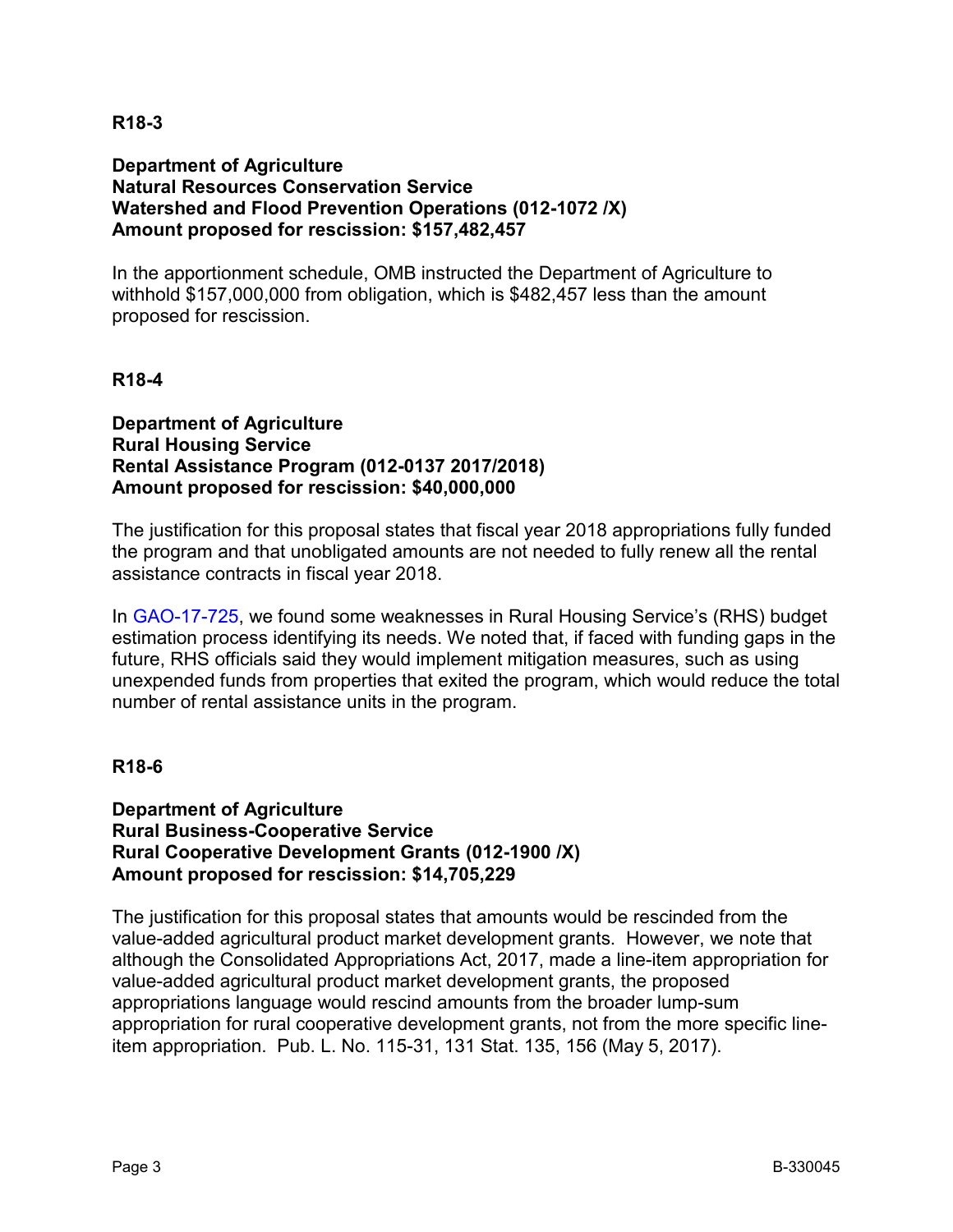**R18-3**

**Department of Agriculture**
**Natural Resources Conservation Service**
**Watershed and Flood Prevention Operations (012-1072 /X)**
**Amount proposed for rescission: $157,482,457**

In the apportionment schedule, OMB instructed the Department of Agriculture to withhold $157,000,000 from obligation, which is $482,457 less than the amount proposed for rescission.

**R18-4**

**Department of Agriculture**
**Rural Housing Service**
**Rental Assistance Program (012-0137 2017/2018)**
**Amount proposed for rescission: $40,000,000**

The justification for this proposal states that fiscal year 2018 appropriations fully funded the program and that unobligated amounts are not needed to fully renew all the rental assistance contracts in fiscal year 2018.

In GAO-17-725, we found some weaknesses in Rural Housing Service's (RHS) budget estimation process identifying its needs. We noted that, if faced with funding gaps in the future, RHS officials said they would implement mitigation measures, such as using unexpended funds from properties that exited the program, which would reduce the total number of rental assistance units in the program.

**R18-6**

**Department of Agriculture**
**Rural Business-Cooperative Service**
**Rural Cooperative Development Grants (012-1900 /X)**
**Amount proposed for rescission: $14,705,229**

The justification for this proposal states that amounts would be rescinded from the value-added agricultural product market development grants. However, we note that although the Consolidated Appropriations Act, 2017, made a line-item appropriation for value-added agricultural product market development grants, the proposed appropriations language would rescind amounts from the broader lump-sum appropriation for rural cooperative development grants, not from the more specific line-item appropriation. Pub. L. No. 115-31, 131 Stat. 135, 156 (May 5, 2017).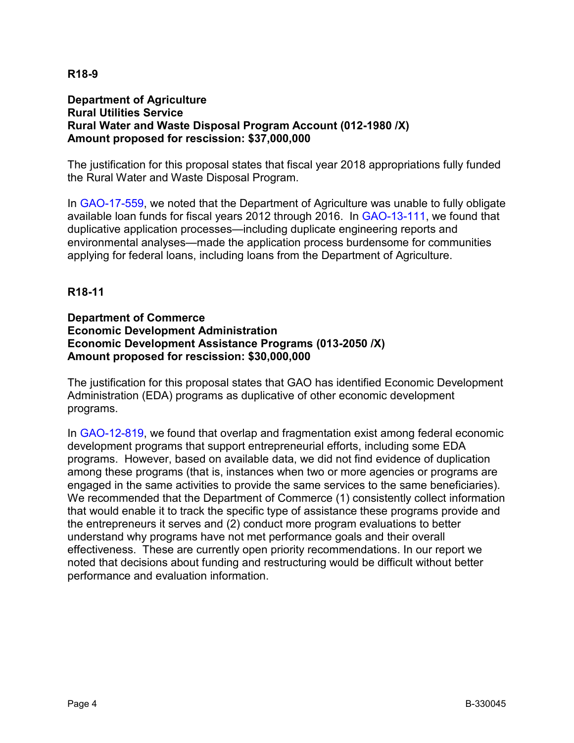**R18-9**

**Department of Agriculture**
**Rural Utilities Service**
**Rural Water and Waste Disposal Program Account (012-1980 /X)**
**Amount proposed for rescission: $37,000,000**

The justification for this proposal states that fiscal year 2018 appropriations fully funded the Rural Water and Waste Disposal Program.

In GAO-17-559, we noted that the Department of Agriculture was unable to fully obligate available loan funds for fiscal years 2012 through 2016. In GAO-13-111, we found that duplicative application processes—including duplicate engineering reports and environmental analyses—made the application process burdensome for communities applying for federal loans, including loans from the Department of Agriculture.

**R18-11**

**Department of Commerce**
**Economic Development Administration**
**Economic Development Assistance Programs (013-2050 /X)**
**Amount proposed for rescission: $30,000,000**

The justification for this proposal states that GAO has identified Economic Development Administration (EDA) programs as duplicative of other economic development programs.

In GAO-12-819, we found that overlap and fragmentation exist among federal economic development programs that support entrepreneurial efforts, including some EDA programs. However, based on available data, we did not find evidence of duplication among these programs (that is, instances when two or more agencies or programs are engaged in the same activities to provide the same services to the same beneficiaries). We recommended that the Department of Commerce (1) consistently collect information that would enable it to track the specific type of assistance these programs provide and the entrepreneurs it serves and (2) conduct more program evaluations to better understand why programs have not met performance goals and their overall effectiveness. These are currently open priority recommendations. In our report we noted that decisions about funding and restructuring would be difficult without better performance and evaluation information.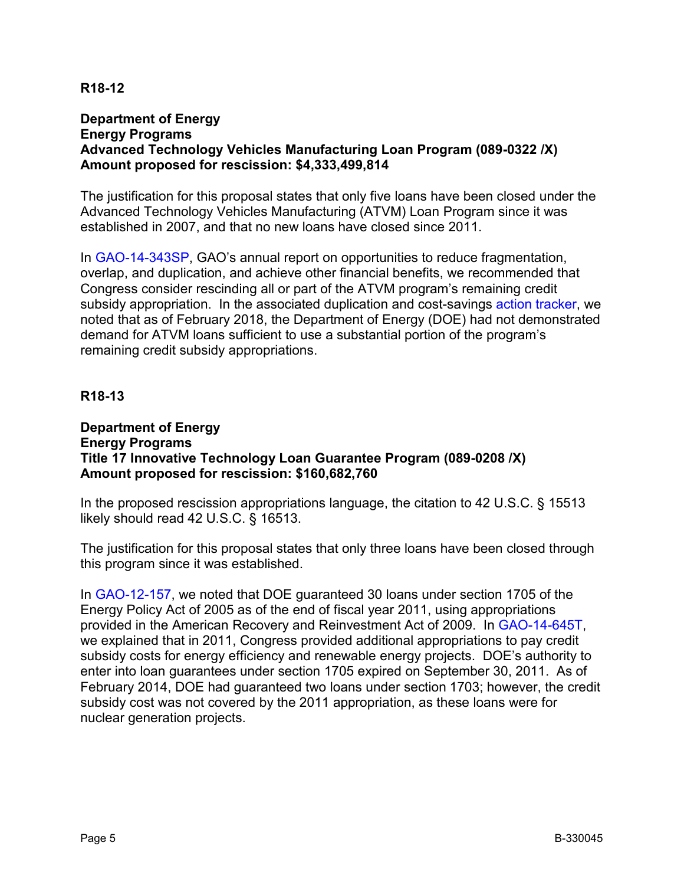**R18-12**

**Department of Energy**
**Energy Programs**
**Advanced Technology Vehicles Manufacturing Loan Program (089-0322 /X)**
**Amount proposed for rescission: $4,333,499,814**

The justification for this proposal states that only five loans have been closed under the Advanced Technology Vehicles Manufacturing (ATVM) Loan Program since it was established in 2007, and that no new loans have closed since 2011.

In GAO-14-343SP, GAO's annual report on opportunities to reduce fragmentation, overlap, and duplication, and achieve other financial benefits, we recommended that Congress consider rescinding all or part of the ATVM program's remaining credit subsidy appropriation. In the associated duplication and cost-savings action tracker, we noted that as of February 2018, the Department of Energy (DOE) had not demonstrated demand for ATVM loans sufficient to use a substantial portion of the program's remaining credit subsidy appropriations.

**R18-13**

**Department of Energy**
**Energy Programs**
**Title 17 Innovative Technology Loan Guarantee Program (089-0208 /X)**
**Amount proposed for rescission: $160,682,760**

In the proposed rescission appropriations language, the citation to 42 U.S.C. § 15513 likely should read 42 U.S.C. § 16513.

The justification for this proposal states that only three loans have been closed through this program since it was established.

In GAO-12-157, we noted that DOE guaranteed 30 loans under section 1705 of the Energy Policy Act of 2005 as of the end of fiscal year 2011, using appropriations provided in the American Recovery and Reinvestment Act of 2009. In GAO-14-645T, we explained that in 2011, Congress provided additional appropriations to pay credit subsidy costs for energy efficiency and renewable energy projects. DOE's authority to enter into loan guarantees under section 1705 expired on September 30, 2011. As of February 2014, DOE had guaranteed two loans under section 1703; however, the credit subsidy cost was not covered by the 2011 appropriation, as these loans were for nuclear generation projects.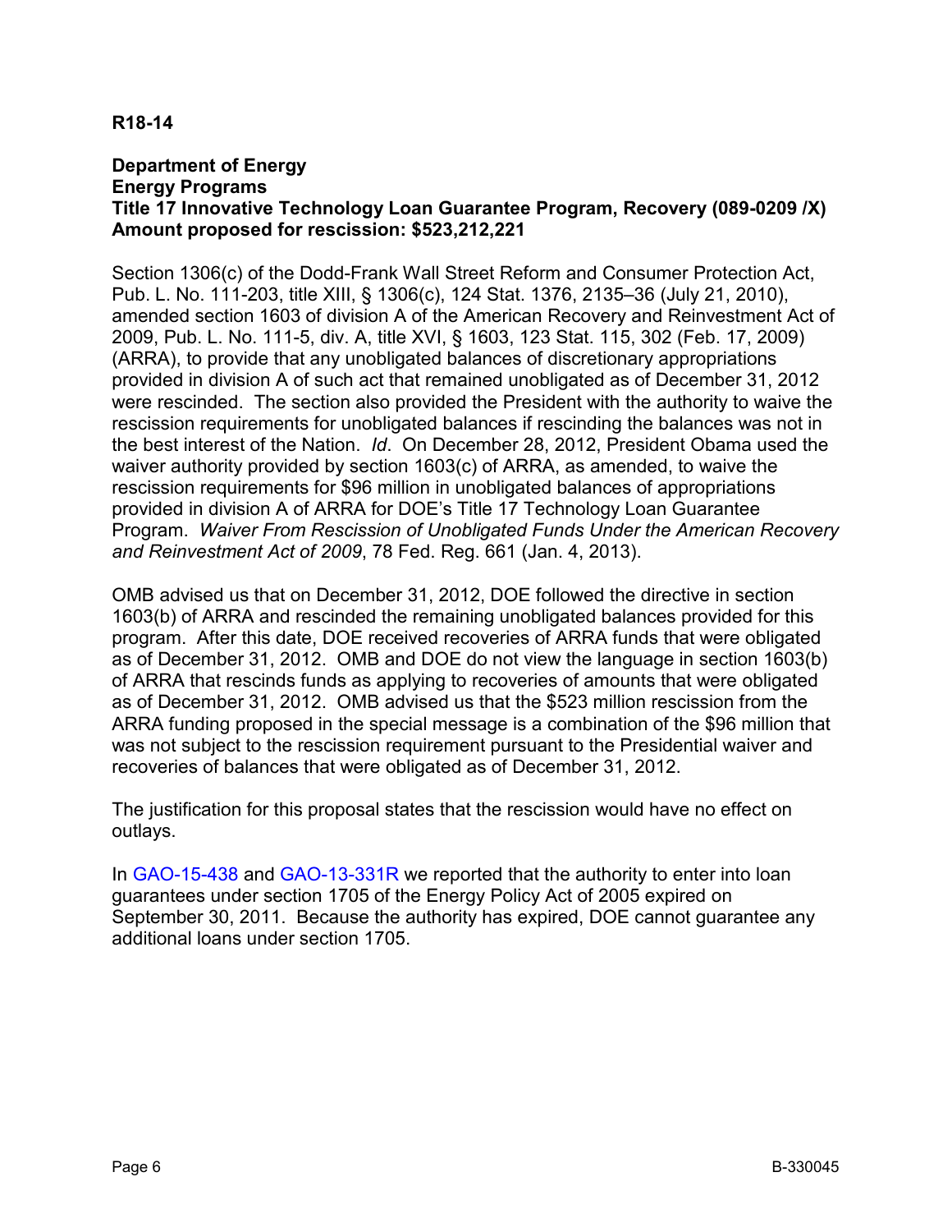**R18-14**

**Department of Energy**
**Energy Programs**
**Title 17 Innovative Technology Loan Guarantee Program, Recovery (089-0209 /X)**
**Amount proposed for rescission: $523,212,221**

Section 1306(c) of the Dodd-Frank Wall Street Reform and Consumer Protection Act, Pub. L. No. 111-203, title XIII, § 1306(c), 124 Stat. 1376, 2135–36 (July 21, 2010), amended section 1603 of division A of the American Recovery and Reinvestment Act of 2009, Pub. L. No. 111-5, div. A, title XVI, § 1603, 123 Stat. 115, 302 (Feb. 17, 2009) (ARRA), to provide that any unobligated balances of discretionary appropriations provided in division A of such act that remained unobligated as of December 31, 2012 were rescinded. The section also provided the President with the authority to waive the rescission requirements for unobligated balances if rescinding the balances was not in the best interest of the Nation. *Id*. On December 28, 2012, President Obama used the waiver authority provided by section 1603(c) of ARRA, as amended, to waive the rescission requirements for $96 million in unobligated balances of appropriations provided in division A of ARRA for DOE's Title 17 Technology Loan Guarantee Program. *Waiver From Rescission of Unobligated Funds Under the American Recovery and Reinvestment Act of 2009*, 78 Fed. Reg. 661 (Jan. 4, 2013).

OMB advised us that on December 31, 2012, DOE followed the directive in section 1603(b) of ARRA and rescinded the remaining unobligated balances provided for this program. After this date, DOE received recoveries of ARRA funds that were obligated as of December 31, 2012. OMB and DOE do not view the language in section 1603(b) of ARRA that rescinds funds as applying to recoveries of amounts that were obligated as of December 31, 2012. OMB advised us that the $523 million rescission from the ARRA funding proposed in the special message is a combination of the $96 million that was not subject to the rescission requirement pursuant to the Presidential waiver and recoveries of balances that were obligated as of December 31, 2012.

The justification for this proposal states that the rescission would have no effect on outlays.

In GAO-15-438 and GAO-13-331R we reported that the authority to enter into loan guarantees under section 1705 of the Energy Policy Act of 2005 expired on September 30, 2011. Because the authority has expired, DOE cannot guarantee any additional loans under section 1705.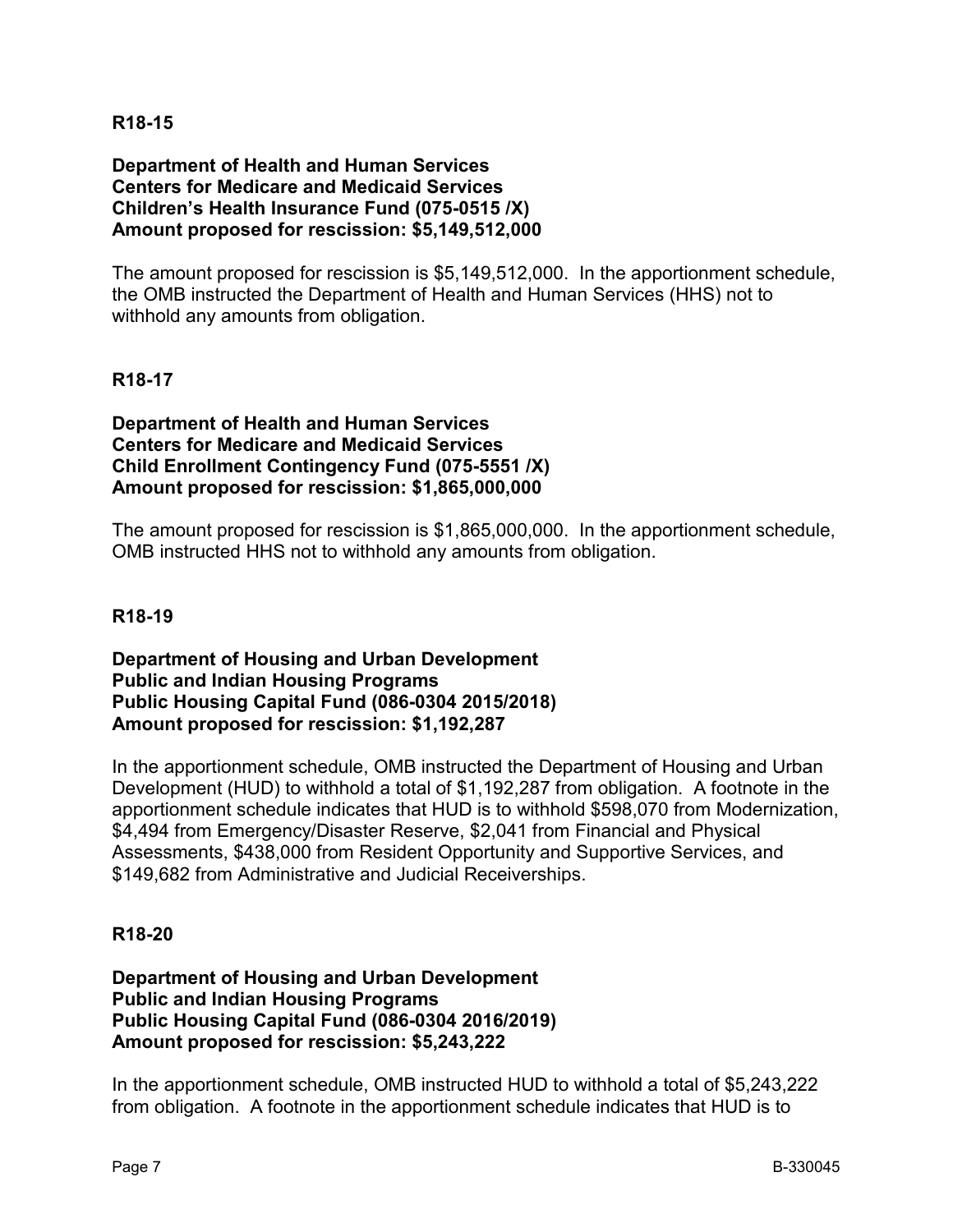**R18-15**

**Department of Health and Human Services**
**Centers for Medicare and Medicaid Services**
**Children's Health Insurance Fund (075-0515 /X)**
**Amount proposed for rescission: $5,149,512,000**

The amount proposed for rescission is $5,149,512,000. In the apportionment schedule, the OMB instructed the Department of Health and Human Services (HHS) not to withhold any amounts from obligation.

**R18-17**

**Department of Health and Human Services**
**Centers for Medicare and Medicaid Services**
**Child Enrollment Contingency Fund (075-5551 /X)**
**Amount proposed for rescission: $1,865,000,000**

The amount proposed for rescission is $1,865,000,000. In the apportionment schedule, OMB instructed HHS not to withhold any amounts from obligation.

**R18-19**

**Department of Housing and Urban Development**
**Public and Indian Housing Programs**
**Public Housing Capital Fund (086-0304 2015/2018)**
**Amount proposed for rescission: $1,192,287**

In the apportionment schedule, OMB instructed the Department of Housing and Urban Development (HUD) to withhold a total of $1,192,287 from obligation. A footnote in the apportionment schedule indicates that HUD is to withhold $598,070 from Modernization, $4,494 from Emergency/Disaster Reserve, $2,041 from Financial and Physical Assessments, $438,000 from Resident Opportunity and Supportive Services, and $149,682 from Administrative and Judicial Receiverships.

**R18-20**

**Department of Housing and Urban Development**
**Public and Indian Housing Programs**
**Public Housing Capital Fund (086-0304 2016/2019)**
**Amount proposed for rescission: $5,243,222**

In the apportionment schedule, OMB instructed HUD to withhold a total of $5,243,222 from obligation. A footnote in the apportionment schedule indicates that HUD is to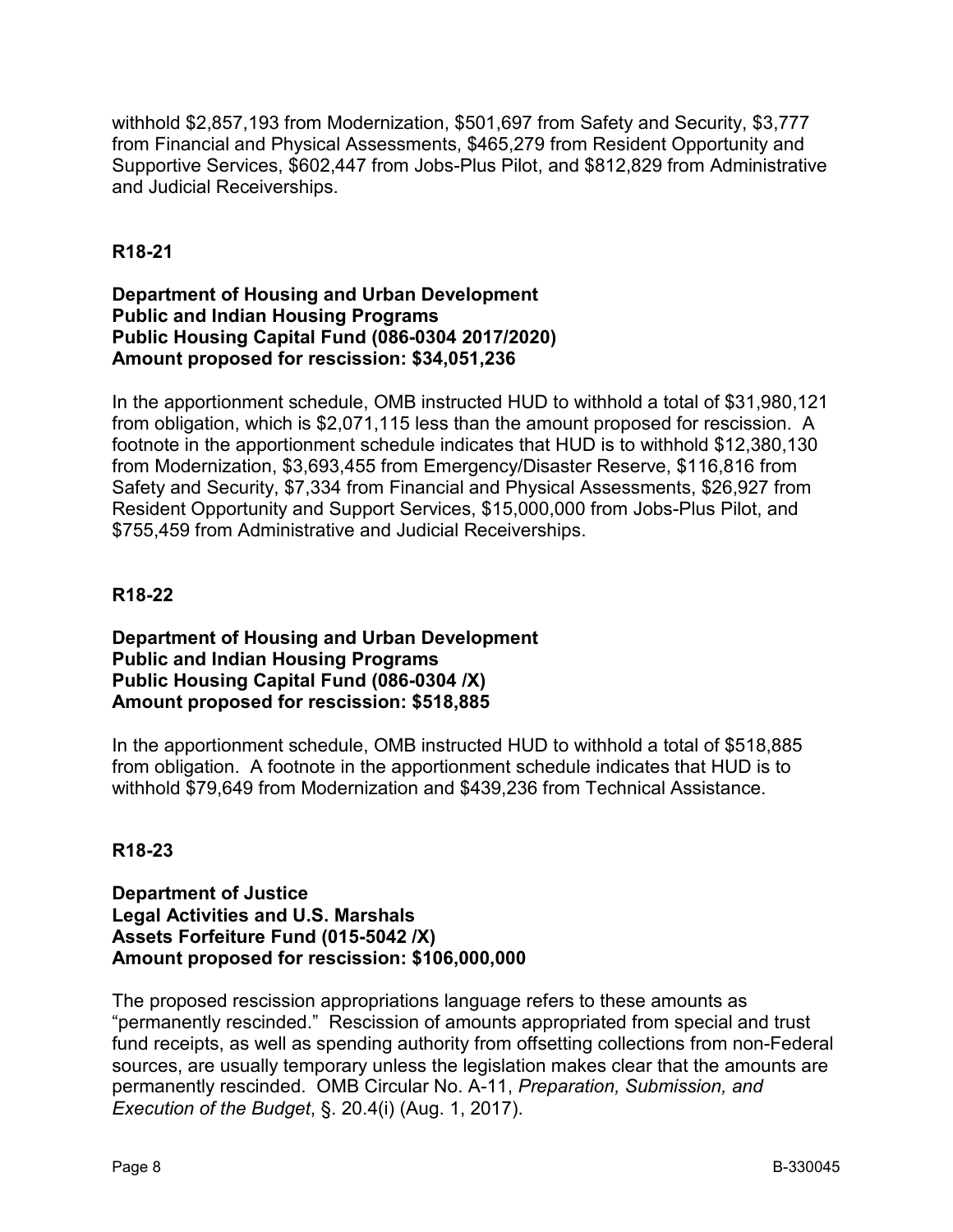withhold $2,857,193 from Modernization, $501,697 from Safety and Security, $3,777 from Financial and Physical Assessments, $465,279 from Resident Opportunity and Supportive Services, $602,447 from Jobs-Plus Pilot, and $812,829 from Administrative and Judicial Receiverships.

**R18-21**

**Department of Housing and Urban Development**
**Public and Indian Housing Programs**
**Public Housing Capital Fund (086-0304 2017/2020)**
**Amount proposed for rescission: $34,051,236**

In the apportionment schedule, OMB instructed HUD to withhold a total of $31,980,121 from obligation, which is $2,071,115 less than the amount proposed for rescission. A footnote in the apportionment schedule indicates that HUD is to withhold $12,380,130 from Modernization, $3,693,455 from Emergency/Disaster Reserve, $116,816 from Safety and Security, $7,334 from Financial and Physical Assessments, $26,927 from Resident Opportunity and Support Services, $15,000,000 from Jobs-Plus Pilot, and $755,459 from Administrative and Judicial Receiverships.

**R18-22**

**Department of Housing and Urban Development**
**Public and Indian Housing Programs**
**Public Housing Capital Fund (086-0304 /X)**
**Amount proposed for rescission: $518,885**

In the apportionment schedule, OMB instructed HUD to withhold a total of $518,885 from obligation. A footnote in the apportionment schedule indicates that HUD is to withhold $79,649 from Modernization and $439,236 from Technical Assistance.

**R18-23**

**Department of Justice**
**Legal Activities and U.S. Marshals**
**Assets Forfeiture Fund (015-5042 /X)**
**Amount proposed for rescission: $106,000,000**

The proposed rescission appropriations language refers to these amounts as "permanently rescinded." Rescission of amounts appropriated from special and trust fund receipts, as well as spending authority from offsetting collections from non-Federal sources, are usually temporary unless the legislation makes clear that the amounts are permanently rescinded. OMB Circular No. A-11, *Preparation, Submission, and Execution of the Budget*, §. 20.4(i) (Aug. 1, 2017).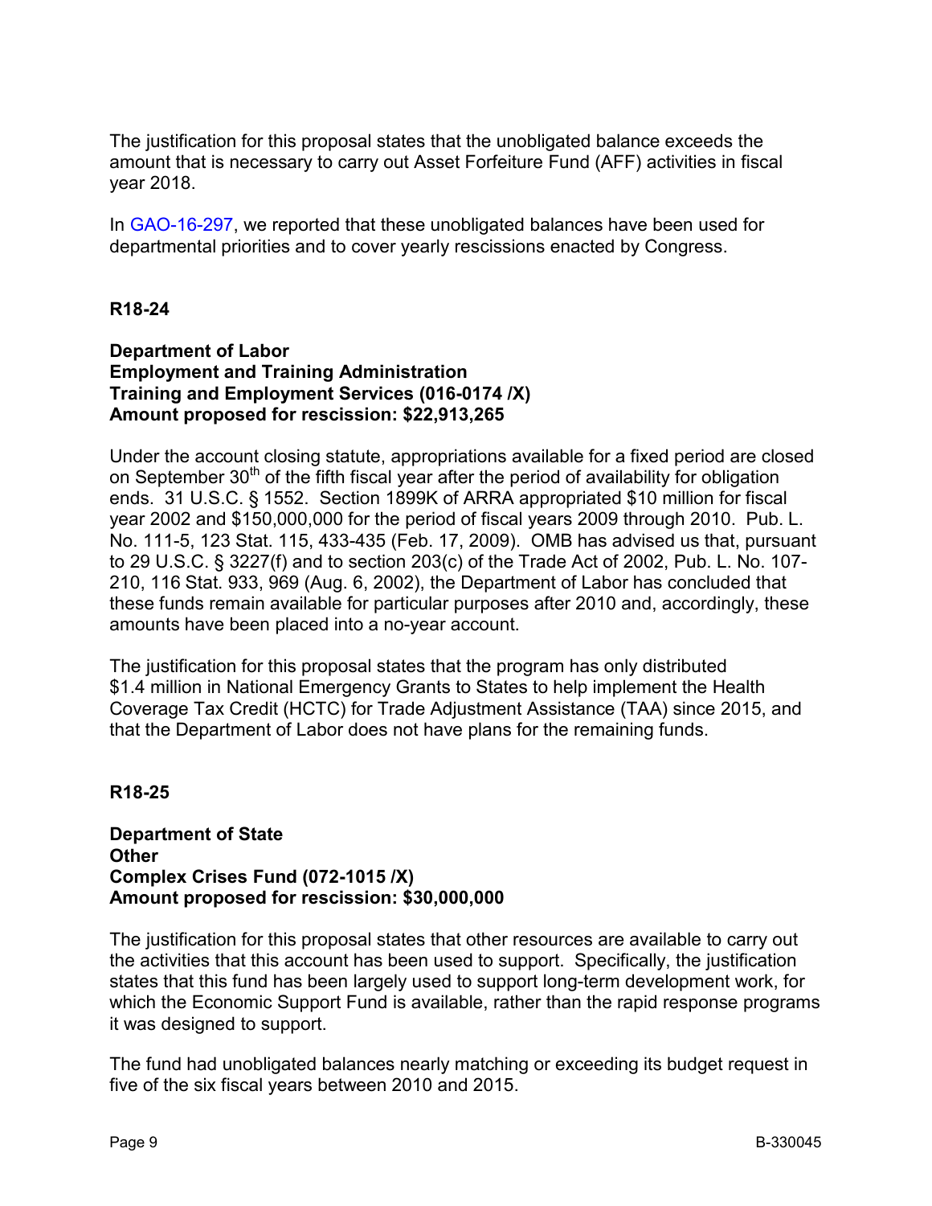The justification for this proposal states that the unobligated balance exceeds the amount that is necessary to carry out Asset Forfeiture Fund (AFF) activities in fiscal year 2018.

In GAO-16-297, we reported that these unobligated balances have been used for departmental priorities and to cover yearly rescissions enacted by Congress.

**R18-24**

**Department of Labor**
**Employment and Training Administration**
**Training and Employment Services (016-0174 /X)**
**Amount proposed for rescission: $22,913,265**

Under the account closing statute, appropriations available for a fixed period are closed on September 30th of the fifth fiscal year after the period of availability for obligation ends. 31 U.S.C. § 1552. Section 1899K of ARRA appropriated $10 million for fiscal year 2002 and $150,000,000 for the period of fiscal years 2009 through 2010. Pub. L. No. 111-5, 123 Stat. 115, 433-435 (Feb. 17, 2009). OMB has advised us that, pursuant to 29 U.S.C. § 3227(f) and to section 203(c) of the Trade Act of 2002, Pub. L. No. 107-210, 116 Stat. 933, 969 (Aug. 6, 2002), the Department of Labor has concluded that these funds remain available for particular purposes after 2010 and, accordingly, these amounts have been placed into a no-year account.

The justification for this proposal states that the program has only distributed $1.4 million in National Emergency Grants to States to help implement the Health Coverage Tax Credit (HCTC) for Trade Adjustment Assistance (TAA) since 2015, and that the Department of Labor does not have plans for the remaining funds.

**R18-25**

**Department of State**
**Other**
**Complex Crises Fund (072-1015 /X)**
**Amount proposed for rescission: $30,000,000**

The justification for this proposal states that other resources are available to carry out the activities that this account has been used to support. Specifically, the justification states that this fund has been largely used to support long-term development work, for which the Economic Support Fund is available, rather than the rapid response programs it was designed to support.

The fund had unobligated balances nearly matching or exceeding its budget request in five of the six fiscal years between 2010 and 2015.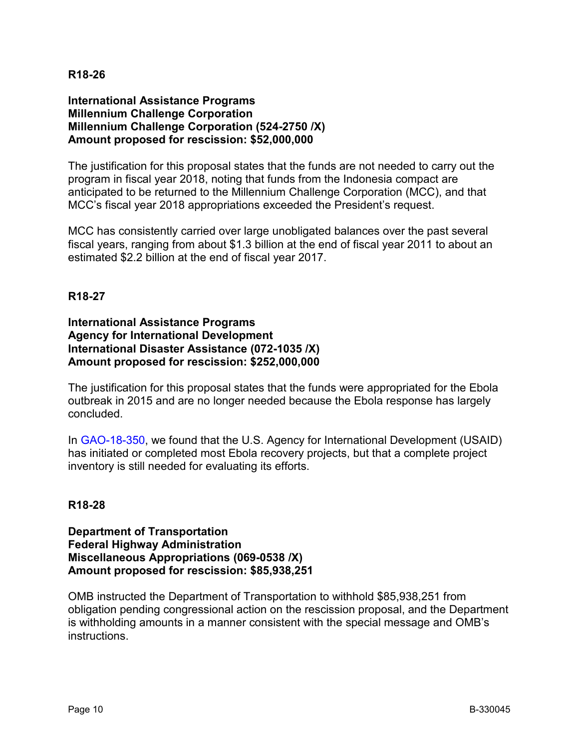**R18-26**

**International Assistance Programs**
**Millennium Challenge Corporation**
**Millennium Challenge Corporation (524-2750 /X)**
**Amount proposed for rescission: $52,000,000**

The justification for this proposal states that the funds are not needed to carry out the program in fiscal year 2018, noting that funds from the Indonesia compact are anticipated to be returned to the Millennium Challenge Corporation (MCC), and that MCC's fiscal year 2018 appropriations exceeded the President's request.

MCC has consistently carried over large unobligated balances over the past several fiscal years, ranging from about $1.3 billion at the end of fiscal year 2011 to about an estimated $2.2 billion at the end of fiscal year 2017.

**R18-27**

**International Assistance Programs**
**Agency for International Development**
**International Disaster Assistance (072-1035 /X)**
**Amount proposed for rescission: $252,000,000**

The justification for this proposal states that the funds were appropriated for the Ebola outbreak in 2015 and are no longer needed because the Ebola response has largely concluded.

In GAO-18-350, we found that the U.S. Agency for International Development (USAID) has initiated or completed most Ebola recovery projects, but that a complete project inventory is still needed for evaluating its efforts.

**R18-28**

**Department of Transportation**
**Federal Highway Administration**
**Miscellaneous Appropriations (069-0538 /X)**
**Amount proposed for rescission: $85,938,251**

OMB instructed the Department of Transportation to withhold $85,938,251 from obligation pending congressional action on the rescission proposal, and the Department is withholding amounts in a manner consistent with the special message and OMB's instructions.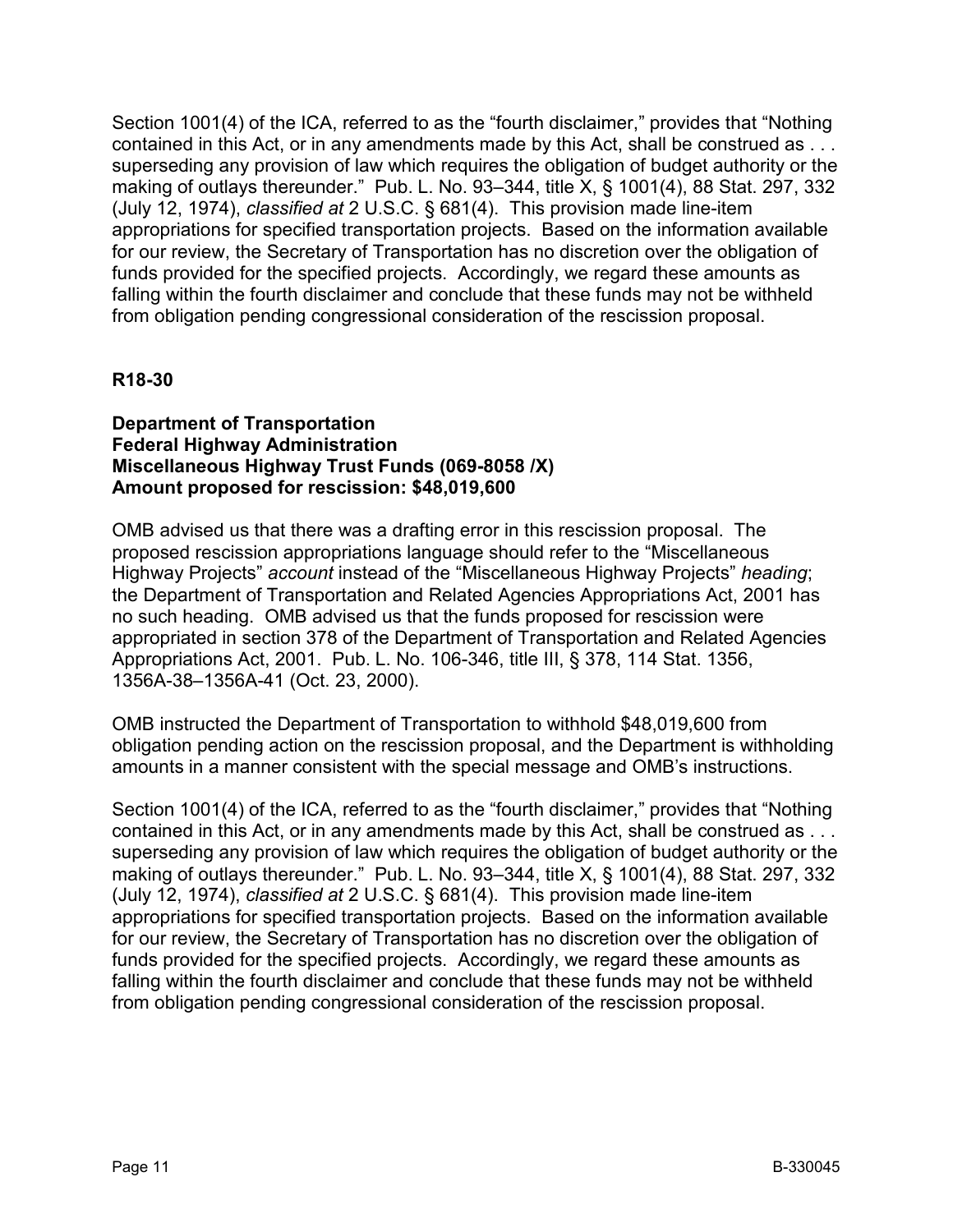Section 1001(4) of the ICA, referred to as the "fourth disclaimer," provides that "Nothing contained in this Act, or in any amendments made by this Act, shall be construed as . . . superseding any provision of law which requires the obligation of budget authority or the making of outlays thereunder." Pub. L. No. 93–344, title X, § 1001(4), 88 Stat. 297, 332 (July 12, 1974), *classified at* 2 U.S.C. § 681(4). This provision made line-item appropriations for specified transportation projects. Based on the information available for our review, the Secretary of Transportation has no discretion over the obligation of funds provided for the specified projects. Accordingly, we regard these amounts as falling within the fourth disclaimer and conclude that these funds may not be withheld from obligation pending congressional consideration of the rescission proposal.

**R18-30**

**Department of Transportation**
**Federal Highway Administration**
**Miscellaneous Highway Trust Funds (069-8058 /X)**
**Amount proposed for rescission: $48,019,600**

OMB advised us that there was a drafting error in this rescission proposal. The proposed rescission appropriations language should refer to the "Miscellaneous Highway Projects" *account* instead of the "Miscellaneous Highway Projects" *heading*; the Department of Transportation and Related Agencies Appropriations Act, 2001 has no such heading. OMB advised us that the funds proposed for rescission were appropriated in section 378 of the Department of Transportation and Related Agencies Appropriations Act, 2001. Pub. L. No. 106-346, title III, § 378, 114 Stat. 1356, 1356A-38–1356A-41 (Oct. 23, 2000).

OMB instructed the Department of Transportation to withhold $48,019,600 from obligation pending action on the rescission proposal, and the Department is withholding amounts in a manner consistent with the special message and OMB's instructions.

Section 1001(4) of the ICA, referred to as the "fourth disclaimer," provides that "Nothing contained in this Act, or in any amendments made by this Act, shall be construed as . . . superseding any provision of law which requires the obligation of budget authority or the making of outlays thereunder." Pub. L. No. 93–344, title X, § 1001(4), 88 Stat. 297, 332 (July 12, 1974), *classified at* 2 U.S.C. § 681(4). This provision made line-item appropriations for specified transportation projects. Based on the information available for our review, the Secretary of Transportation has no discretion over the obligation of funds provided for the specified projects. Accordingly, we regard these amounts as falling within the fourth disclaimer and conclude that these funds may not be withheld from obligation pending congressional consideration of the rescission proposal.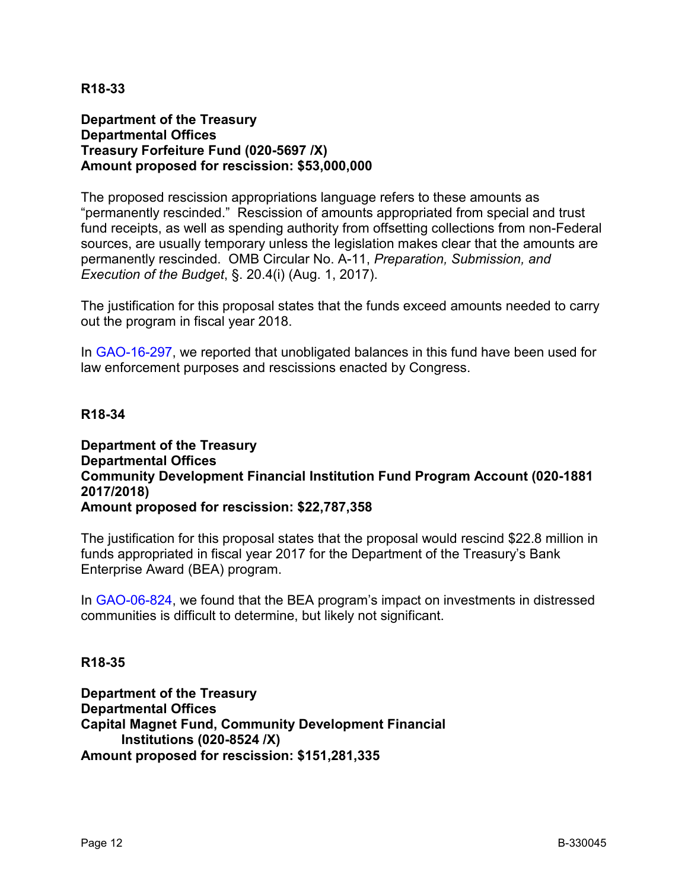**R18-33**

**Department of the Treasury**
**Departmental Offices**
**Treasury Forfeiture Fund (020-5697 /X)**
**Amount proposed for rescission: $53,000,000**

The proposed rescission appropriations language refers to these amounts as "permanently rescinded." Rescission of amounts appropriated from special and trust fund receipts, as well as spending authority from offsetting collections from non-Federal sources, are usually temporary unless the legislation makes clear that the amounts are permanently rescinded. OMB Circular No. A-11, *Preparation, Submission, and Execution of the Budget*, §. 20.4(i) (Aug. 1, 2017).

The justification for this proposal states that the funds exceed amounts needed to carry out the program in fiscal year 2018.

In GAO-16-297, we reported that unobligated balances in this fund have been used for law enforcement purposes and rescissions enacted by Congress.

**R18-34**

**Department of the Treasury**
**Departmental Offices**
**Community Development Financial Institution Fund Program Account (020-1881 2017/2018)**
**Amount proposed for rescission: $22,787,358**

The justification for this proposal states that the proposal would rescind $22.8 million in funds appropriated in fiscal year 2017 for the Department of the Treasury's Bank Enterprise Award (BEA) program.

In GAO-06-824, we found that the BEA program's impact on investments in distressed communities is difficult to determine, but likely not significant.

**R18-35**

**Department of the Treasury**
**Departmental Offices**
**Capital Magnet Fund, Community Development Financial Institutions (020-8524 /X)**
**Amount proposed for rescission: $151,281,335**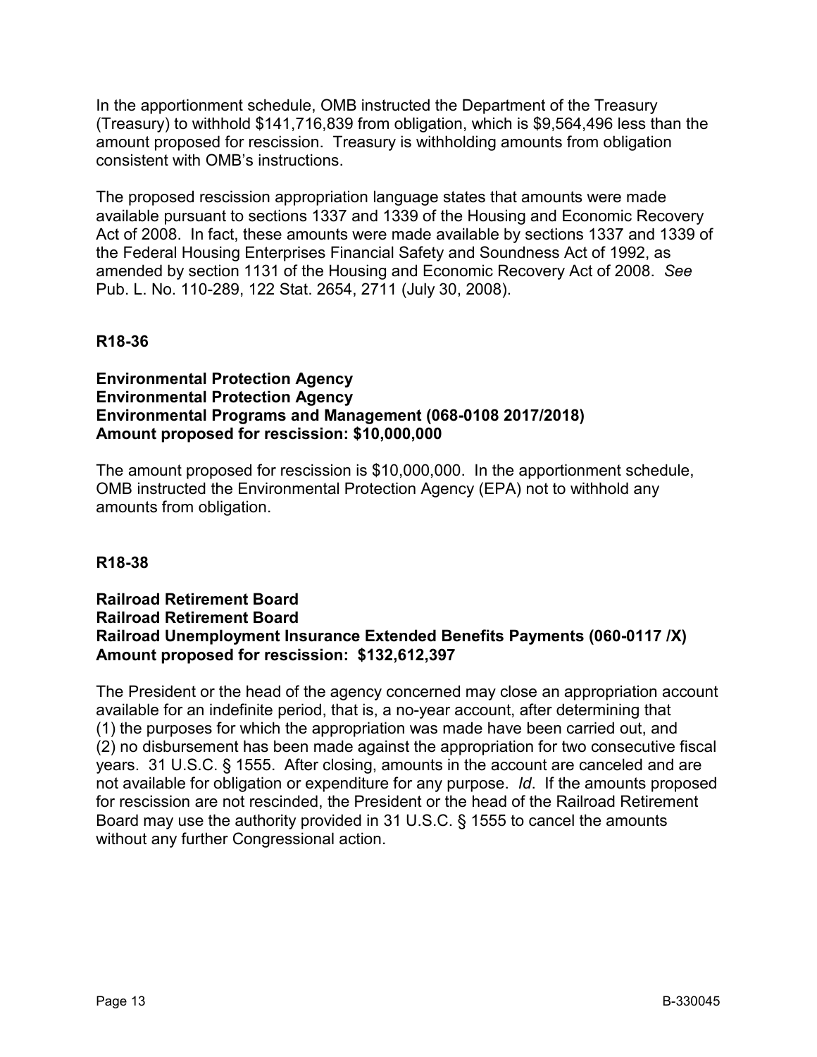In the apportionment schedule, OMB instructed the Department of the Treasury (Treasury) to withhold $141,716,839 from obligation, which is $9,564,496 less than the amount proposed for rescission. Treasury is withholding amounts from obligation consistent with OMB's instructions.

The proposed rescission appropriation language states that amounts were made available pursuant to sections 1337 and 1339 of the Housing and Economic Recovery Act of 2008. In fact, these amounts were made available by sections 1337 and 1339 of the Federal Housing Enterprises Financial Safety and Soundness Act of 1992, as amended by section 1131 of the Housing and Economic Recovery Act of 2008. *See* Pub. L. No. 110-289, 122 Stat. 2654, 2711 (July 30, 2008).

**R18-36**

**Environmental Protection Agency**
**Environmental Protection Agency**
**Environmental Programs and Management (068-0108 2017/2018)**
**Amount proposed for rescission: $10,000,000**

The amount proposed for rescission is $10,000,000. In the apportionment schedule, OMB instructed the Environmental Protection Agency (EPA) not to withhold any amounts from obligation.

**R18-38**

**Railroad Retirement Board**
**Railroad Retirement Board**
**Railroad Unemployment Insurance Extended Benefits Payments (060-0117 /X)**
**Amount proposed for rescission: $132,612,397**

The President or the head of the agency concerned may close an appropriation account available for an indefinite period, that is, a no-year account, after determining that (1) the purposes for which the appropriation was made have been carried out, and (2) no disbursement has been made against the appropriation for two consecutive fiscal years. 31 U.S.C. § 1555. After closing, amounts in the account are canceled and are not available for obligation or expenditure for any purpose. *Id*. If the amounts proposed for rescission are not rescinded, the President or the head of the Railroad Retirement Board may use the authority provided in 31 U.S.C. § 1555 to cancel the amounts without any further Congressional action.